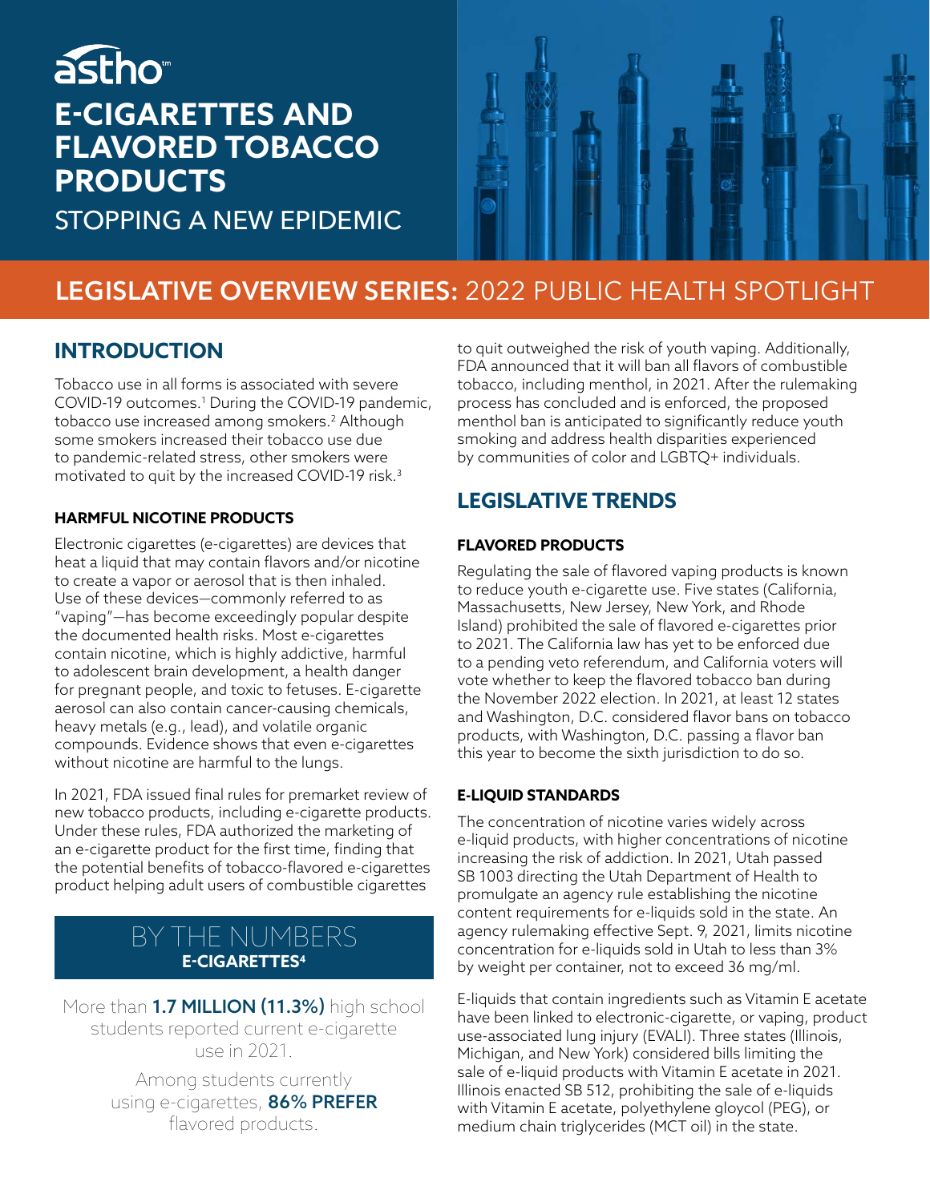astho™

# E-CIGARETTES AND FLAVORED TOBACCO PRODUCTS

STOPPING A NEW EPIDEMIC

## LEGISLATIVE OVERVIEW SERIES: 2022 PUBLIC HEALTH SPOTLIGHT

## INTRODUCTION

Tobacco use in all forms is associated with severe COVID-19 outcomes.[1] During the COVID-19 pandemic, tobacco use increased among smokers.[2] Although some smokers increased their tobacco use due to pandemic-related stress, other smokers were motivated to quit by the increased COVID-19 risk.[3]

### HARMFUL NICOTINE PRODUCTS

Electronic cigarettes (e-cigarettes) are devices that heat a liquid that may contain flavors and/or nicotine to create a vapor or aerosol that is then inhaled. Use of these devices—commonly referred to as "vaping"—has become exceedingly popular despite the documented health risks. Most e-cigarettes contain nicotine, which is highly addictive, harmful to adolescent brain development, a health danger for pregnant people, and toxic to fetuses. E-cigarette aerosol can also contain cancer-causing chemicals, heavy metals (e.g., lead), and volatile organic compounds. Evidence shows that even e-cigarettes without nicotine are harmful to the lungs.

In 2021, FDA issued final rules for premarket review of new tobacco products, including e-cigarette products. Under these rules, FDA authorized the marketing of an e-cigarette product for the first time, finding that the potential benefits of tobacco-flavored e-cigarettes product helping adult users of combustible cigarettes to quit outweighed the risk of youth vaping. Additionally, FDA announced that it will ban all flavors of combustible tobacco, including menthol, in 2021. After the rulemaking process has concluded and is enforced, the proposed menthol ban is anticipated to significantly reduce youth smoking and address health disparities experienced by communities of color and LGBTQ+ individuals.

### BY THE NUMBERS
**E-CIGARETTES[4]**

More than **1.7 MILLION (11.3%)** high school students reported current e-cigarette use in 2021.

Among students currently using e-cigarettes, **86% PREFER** flavored products.

## LEGISLATIVE TRENDS

### FLAVORED PRODUCTS

Regulating the sale of flavored vaping products is known to reduce youth e-cigarette use. Five states (California, Massachusetts, New Jersey, New York, and Rhode Island) prohibited the sale of flavored e-cigarettes prior to 2021. The California law has yet to be enforced due to a pending veto referendum, and California voters will vote whether to keep the flavored tobacco ban during the November 2022 election. In 2021, at least 12 states and Washington, D.C. considered flavor bans on tobacco products, with Washington, D.C. passing a flavor ban this year to become the sixth jurisdiction to do so.

### E-LIQUID STANDARDS

The concentration of nicotine varies widely across e-liquid products, with higher concentrations of nicotine increasing the risk of addiction. In 2021, Utah passed SB 1003 directing the Utah Department of Health to promulgate an agency rule establishing the nicotine content requirements for e-liquids sold in the state. An agency rulemaking effective Sept. 9, 2021, limits nicotine concentration for e-liquids sold in Utah to less than 3% by weight per container, not to exceed 36 mg/ml.

E-liquids that contain ingredients such as Vitamin E acetate have been linked to electronic-cigarette, or vaping, product use-associated lung injury (EVALI). Three states (Illinois, Michigan, and New York) considered bills limiting the sale of e-liquid products with Vitamin E acetate in 2021. Illinois enacted SB 512, prohibiting the sale of e-liquids with Vitamin E acetate, polyethylene gloycol (PEG), or medium chain triglycerides (MCT oil) in the state.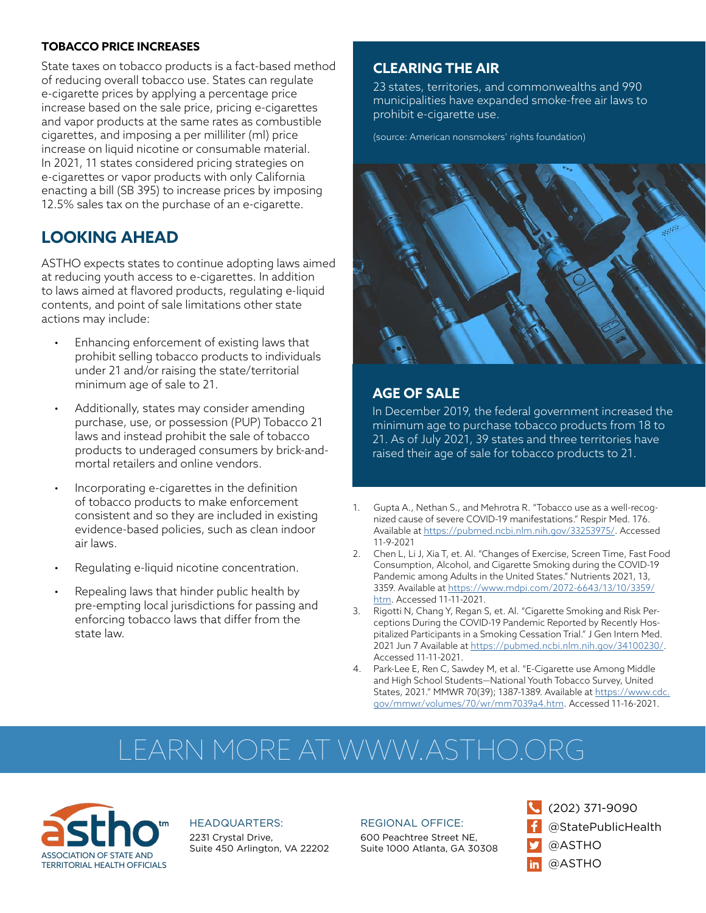**TOBACCO PRICE INCREASES**

State taxes on tobacco products is a fact-based method of reducing overall tobacco use. States can regulate e-cigarette prices by applying a percentage price increase based on the sale price, pricing e-cigarettes and vapor products at the same rates as combustible cigarettes, and imposing a per milliliter (ml) price increase on liquid nicotine or consumable material. In 2021, 11 states considered pricing strategies on e-cigarettes or vapor products with only California enacting a bill (SB 395) to increase prices by imposing 12.5% sales tax on the purchase of an e-cigarette.

## LOOKING AHEAD

ASTHO expects states to continue adopting laws aimed at reducing youth access to e-cigarettes. In addition to laws aimed at flavored products, regulating e-liquid contents, and point of sale limitations other state actions may include:

- Enhancing enforcement of existing laws that prohibit selling tobacco products to individuals under 21 and/or raising the state/territorial minimum age of sale to 21.
- Additionally, states may consider amending purchase, use, or possession (PUP) Tobacco 21 laws and instead prohibit the sale of tobacco products to underaged consumers by brick-and-mortal retailers and online vendors.
- Incorporating e-cigarettes in the definition of tobacco products to make enforcement consistent and so they are included in existing evidence-based policies, such as clean indoor air laws.
- Regulating e-liquid nicotine concentration.
- Repealing laws that hinder public health by pre-empting local jurisdictions for passing and enforcing tobacco laws that differ from the state law.

## CLEARING THE AIR

23 states, territories, and commonwealths and 990 municipalities have expanded smoke-free air laws to prohibit e-cigarette use.

(source: American nonsmokers' rights foundation)

## AGE OF SALE

In December 2019, the federal government increased the minimum age to purchase tobacco products from 18 to 21. As of July 2021, 39 states and three territories have raised their age of sale for tobacco products to 21.

1. Gupta A., Nethan S., and Mehrotra R. "Tobacco use as a well-recognized cause of severe COVID-19 manifestations." Respir Med. 176. Available at https://pubmed.ncbi.nlm.nih.gov/33253975/. Accessed 11-9-2021
2. Chen L, Li J, Xia T, et. Al. "Changes of Exercise, Screen Time, Fast Food Consumption, Alcohol, and Cigarette Smoking during the COVID-19 Pandemic among Adults in the United States." Nutrients 2021, 13, 3359. Available at https://www.mdpi.com/2072-6643/13/10/3359/htm. Accessed 11-11-2021.
3. Rigotti N, Chang Y, Regan S, et. Al. "Cigarette Smoking and Risk Perceptions During the COVID-19 Pandemic Reported by Recently Hospitalized Participants in a Smoking Cessation Trial." J Gen Intern Med. 2021 Jun 7 Available at https://pubmed.ncbi.nlm.nih.gov/34100230/. Accessed 11-11-2021.
4. Park-Lee E, Ren C, Sawdey M, et al. "E-Cigarette use Among Middle and High School Students—National Youth Tobacco Survey, United States, 2021." MMWR 70(39); 1387-1389. Available at https://www.cdc.gov/mmwr/volumes/70/wr/mm7039a4.htm. Accessed 11-16-2021.

LEARN MORE AT WWW.ASTHO.ORG

astho™ ASSOCIATION OF STATE AND TERRITORIAL HEALTH OFFICIALS

HEADQUARTERS:
2231 Crystal Drive,
Suite 450 Arlington, VA 22202

REGIONAL OFFICE:
600 Peachtree Street NE,
Suite 1000 Atlanta, GA 30308

(202) 371-9090
@StatePublicHealth
@ASTHO
@ASTHO